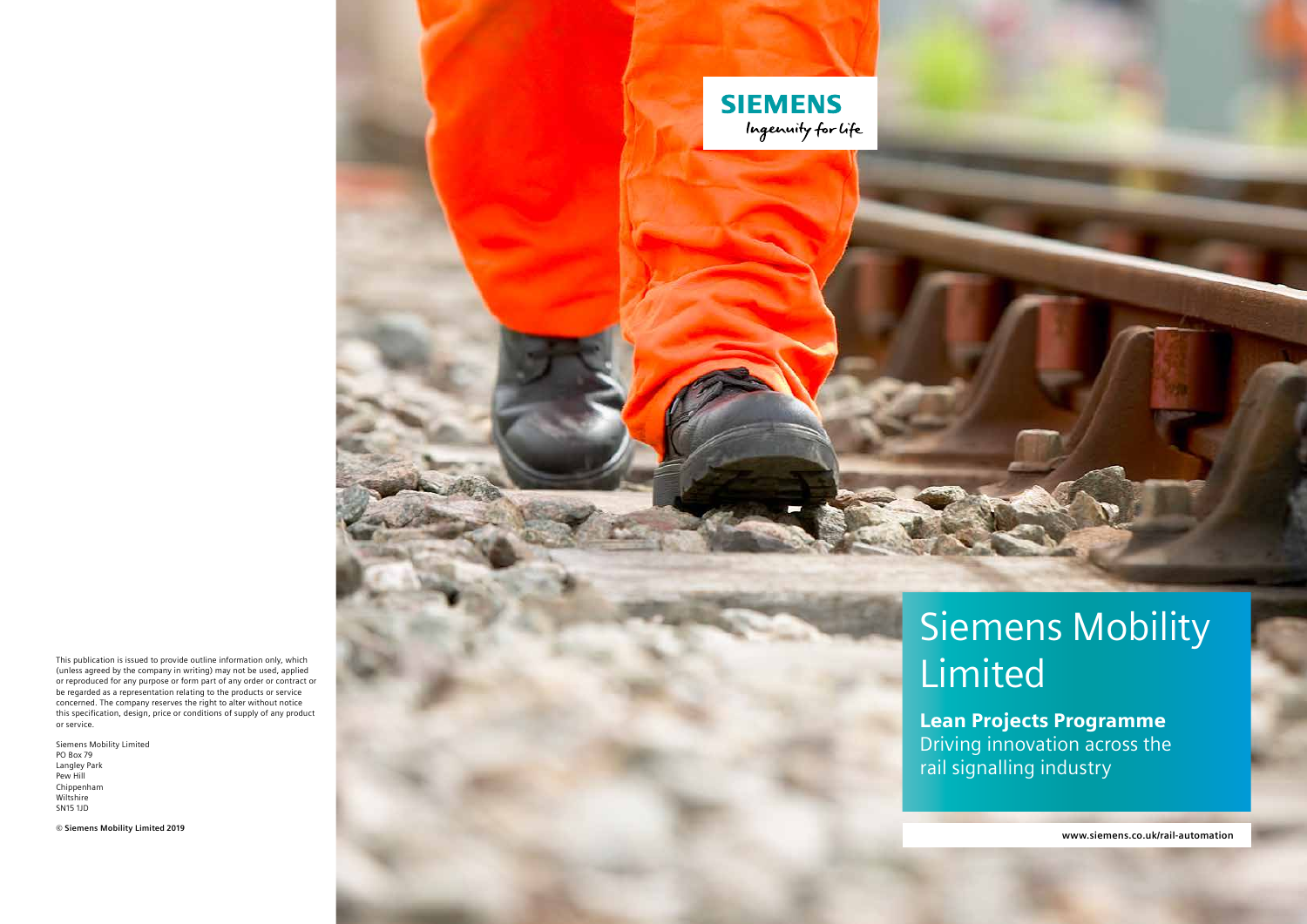SIEMENS
Ingenuity for life

# Siemens Mobility Limited

**Lean Projects Programme**
Driving innovation across the rail signalling industry

www.siemens.co.uk/rail-automation

This publication is issued to provide outline information only, which (unless agreed by the company in writing) may not be used, applied or reproduced for any purpose or form part of any order or contract or be regarded as a representation relating to the products or service concerned. The company reserves the right to alter without notice this specification, design, price or conditions of supply of any product or service.

Siemens Mobility Limited
PO Box 79
Langley Park
Pew Hill
Chippenham
Wiltshire
SN15 1JD

**© Siemens Mobility Limited 2019**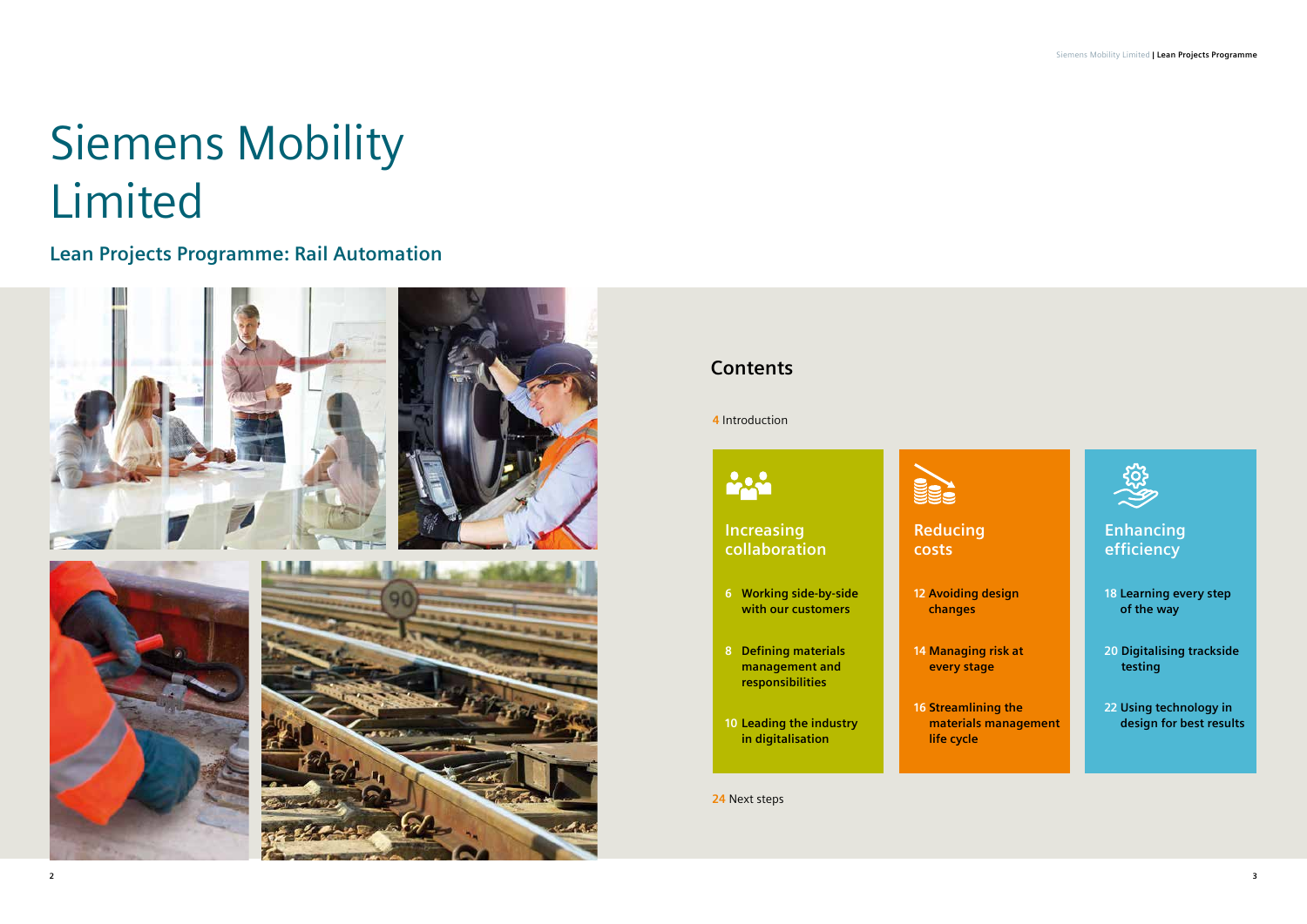# Siemens Mobility Limited

## Lean Projects Programme: Rail Automation

## Contents

4 Introduction

### Increasing collaboration

- 6 Working side-by-side with our customers
- 8 Defining materials management and responsibilities
- 10 Leading the industry in digitalisation

### Reducing costs

- 12 Avoiding design changes
- 14 Managing risk at every stage
- 16 Streamlining the materials management life cycle

### Enhancing efficiency

- 18 Learning every step of the way
- 20 Digitalising trackside testing
- 22 Using technology in design for best results

24 Next steps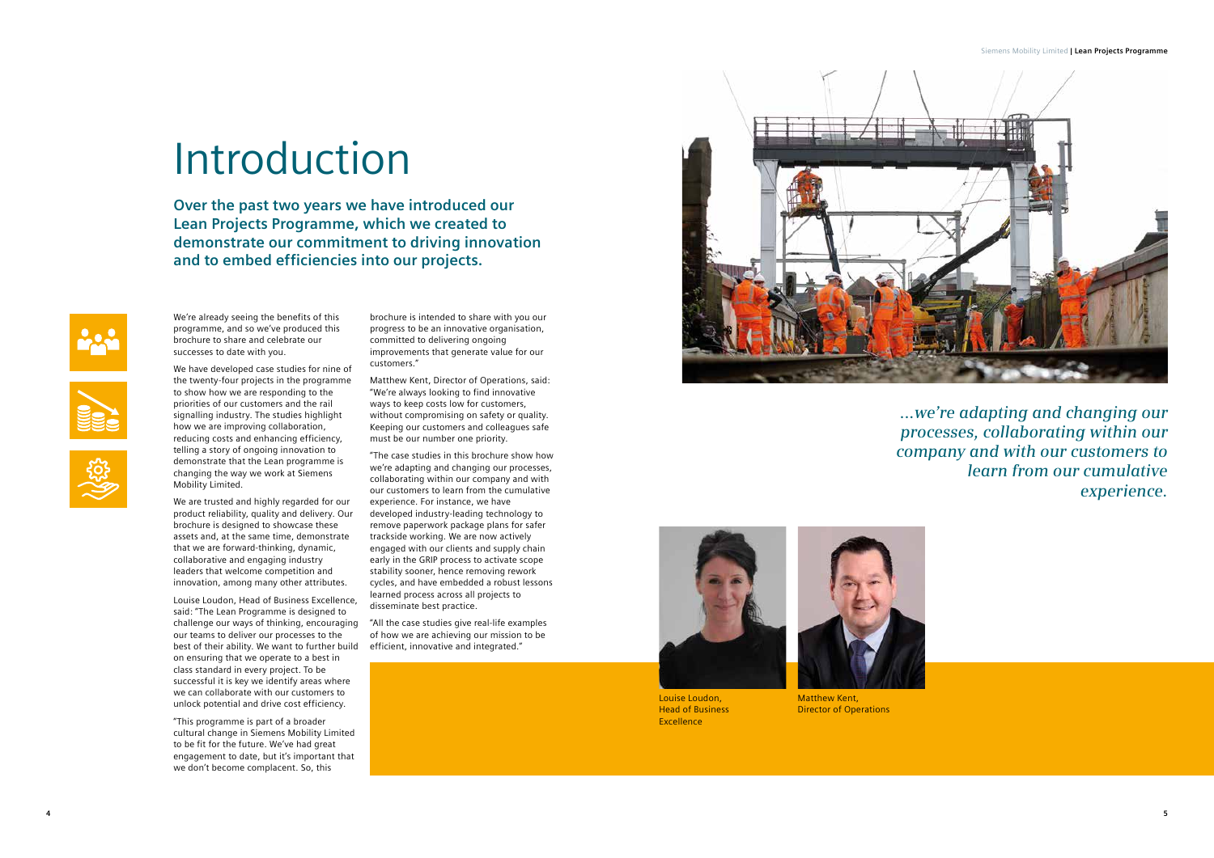# Introduction

**Over the past two years we have introduced our Lean Projects Programme, which we created to demonstrate our commitment to driving innovation and to embed efficiencies into our projects.**

We're already seeing the benefits of this programme, and so we've produced this brochure to share and celebrate our successes to date with you.

We have developed case studies for nine of the twenty-four projects in the programme to show how we are responding to the priorities of our customers and the rail signalling industry. The studies highlight how we are improving collaboration, reducing costs and enhancing efficiency, telling a story of ongoing innovation to demonstrate that the Lean programme is changing the way we work at Siemens Mobility Limited.

We are trusted and highly regarded for our product reliability, quality and delivery. Our brochure is designed to showcase these assets and, at the same time, demonstrate that we are forward-thinking, dynamic, collaborative and engaging industry leaders that welcome competition and innovation, among many other attributes.

Louise Loudon, Head of Business Excellence, said: "The Lean Programme is designed to challenge our ways of thinking, encouraging our teams to deliver our processes to the best of their ability. We want to further build on ensuring that we operate to a best in class standard in every project. To be successful it is key we identify areas where we can collaborate with our customers to unlock potential and drive cost efficiency.

"This programme is part of a broader cultural change in Siemens Mobility Limited to be fit for the future. We've had great engagement to date, but it's important that we don't become complacent. So, this brochure is intended to share with you our progress to be an innovative organisation, committed to delivering ongoing improvements that generate value for our customers."

Matthew Kent, Director of Operations, said: "We're always looking to find innovative ways to keep costs low for customers, without compromising on safety or quality. Keeping our customers and colleagues safe must be our number one priority.

"The case studies in this brochure show how we're adapting and changing our processes, collaborating within our company and with our customers to learn from the cumulative experience. For instance, we have developed industry-leading technology to remove paperwork package plans for safer trackside working. We are now actively engaged with our clients and supply chain early in the GRIP process to activate scope stability sooner, hence removing rework cycles, and have embedded a robust lessons learned process across all projects to disseminate best practice.

"All the case studies give real-life examples of how we are achieving our mission to be efficient, innovative and integrated."

*...we're adapting and changing our processes, collaborating within our company and with our customers to learn from our cumulative experience.*

Louise Loudon, Head of Business Excellence

Matthew Kent, Director of Operations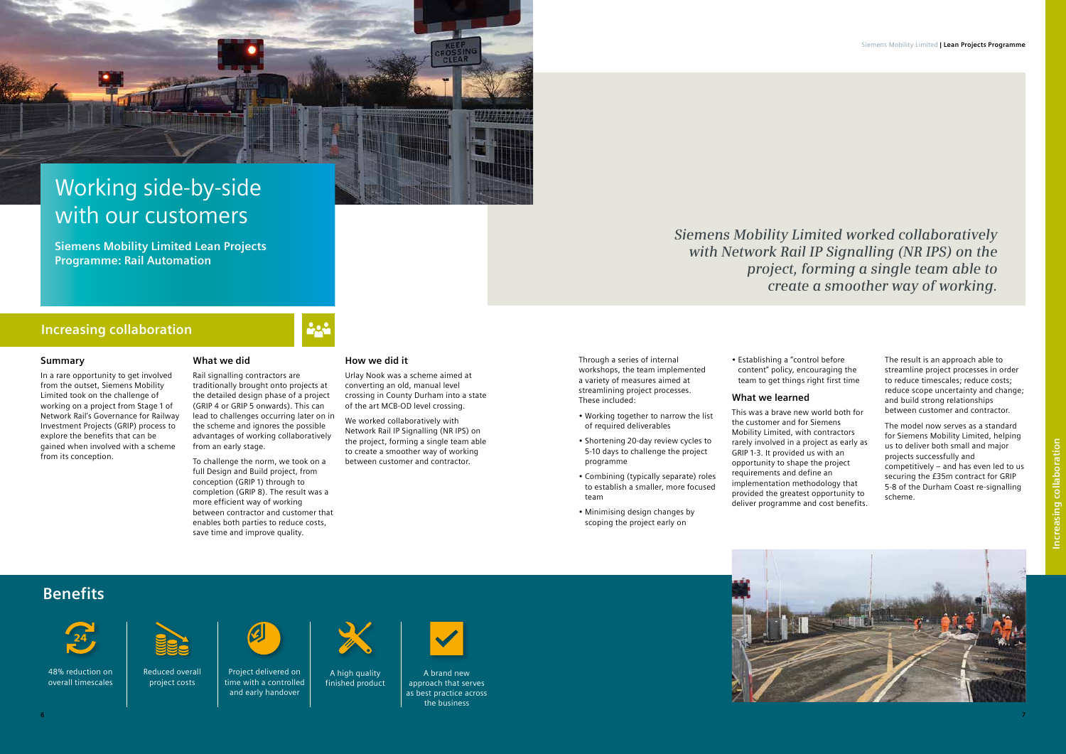# Working side-by-side with our customers

**Siemens Mobility Limited Lean Projects Programme: Rail Automation**

*Siemens Mobility Limited worked collaboratively with Network Rail IP Signalling (NR IPS) on the project, forming a single team able to create a smoother way of working.*

## Increasing collaboration

### Summary

In a rare opportunity to get involved from the outset, Siemens Mobility Limited took on the challenge of working on a project from Stage 1 of Network Rail's Governance for Railway Investment Projects (GRIP) process to explore the benefits that can be gained when involved with a scheme from its conception.

### What we did

Rail signalling contractors are traditionally brought onto projects at the detailed design phase of a project (GRIP 4 or GRIP 5 onwards). This can lead to challenges occurring later on in the scheme and ignores the possible advantages of working collaboratively from an early stage.

To challenge the norm, we took on a full Design and Build project, from conception (GRIP 1) through to completion (GRIP 8). The result was a more efficient way of working between contractor and customer that enables both parties to reduce costs, save time and improve quality.

### How we did it

Urlay Nook was a scheme aimed at converting an old, manual level crossing in County Durham into a state of the art MCB-OD level crossing.

We worked collaboratively with Network Rail IP Signalling (NR IPS) on the project, forming a single team able to create a smoother way of working between customer and contractor.

Through a series of internal workshops, the team implemented a variety of measures aimed at streamlining project processes. These included:

- Working together to narrow the list of required deliverables
- Shortening 20-day review cycles to 5-10 days to challenge the project programme
- Combining (typically separate) roles to establish a smaller, more focused team
- Minimising design changes by scoping the project early on
- Establishing a "control before content" policy, encouraging the team to get things right first time

### What we learned

This was a brave new world both for the customer and for Siemens Mobility Limited, with contractors rarely involved in a project as early as GRIP 1-3. It provided us with an opportunity to shape the project requirements and define an implementation methodology that provided the greatest opportunity to deliver programme and cost benefits.

The result is an approach able to streamline project processes in order to reduce timescales; reduce costs; reduce scope uncertainty and change; and build strong relationships between customer and contractor.

The model now serves as a standard for Siemens Mobility Limited, helping us to deliver both small and major projects successfully and competitively – and has even led to us securing the £35m contract for GRIP 5-8 of the Durham Coast re-signalling scheme.

## Benefits

- 48% reduction on overall timescales
- Reduced overall project costs
- Project delivered on time with a controlled and early handover
- A high quality finished product
- A brand new approach that serves as best practice across the business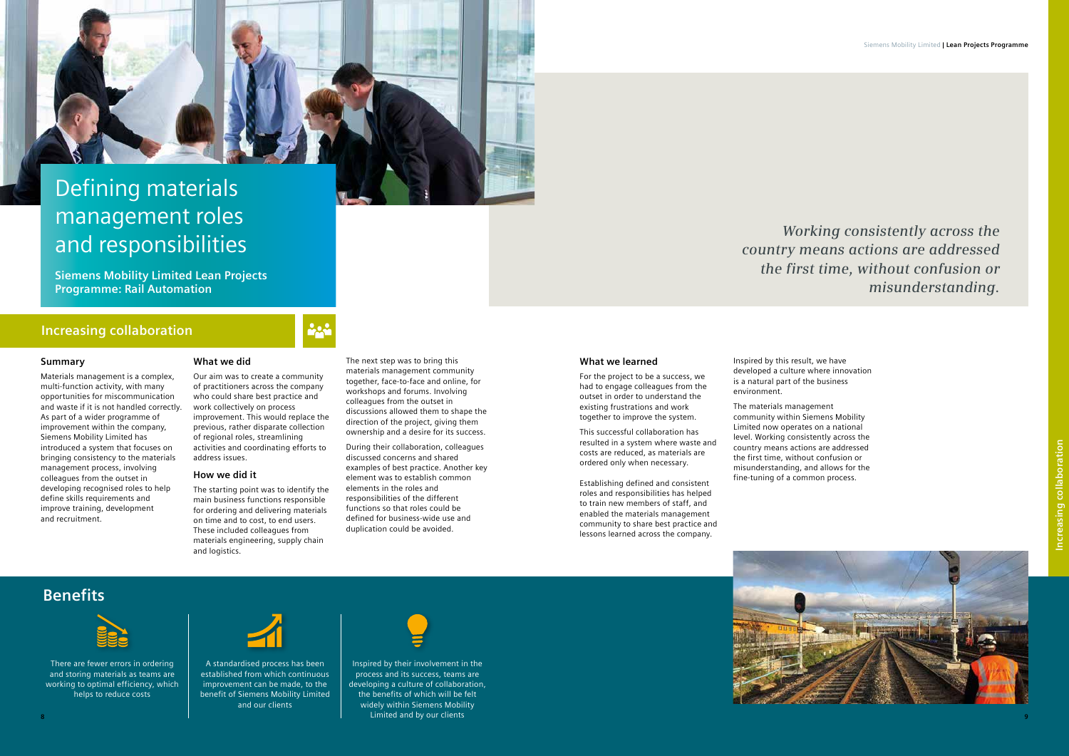# Defining materials management roles and responsibilities

**Siemens Mobility Limited Lean Projects Programme: Rail Automation**

## Increasing collaboration

### Summary

Materials management is a complex, multi-function activity, with many opportunities for miscommunication and waste if it is not handled correctly. As part of a wider programme of improvement within the company, Siemens Mobility Limited has introduced a system that focuses on bringing consistency to the materials management process, involving colleagues from the outset in developing recognised roles to help define skills requirements and improve training, development and recruitment.

### What we did

Our aim was to create a community of practitioners across the company who could share best practice and work collectively on process improvement. This would replace the previous, rather disparate collection of regional roles, streamlining activities and coordinating efforts to address issues.

### How we did it

The starting point was to identify the main business functions responsible for ordering and delivering materials on time and to cost, to end users. These included colleagues from materials engineering, supply chain and logistics.

The next step was to bring this materials management community together, face-to-face and online, for workshops and forums. Involving colleagues from the outset in discussions allowed them to shape the direction of the project, giving them ownership and a desire for its success.

During their collaboration, colleagues discussed concerns and shared examples of best practice. Another key element was to establish common elements in the roles and responsibilities of the different functions so that roles could be defined for business-wide use and duplication could be avoided.

*Working consistently across the country means actions are addressed the first time, without confusion or misunderstanding.*

### What we learned

For the project to be a success, we had to engage colleagues from the outset in order to understand the existing frustrations and work together to improve the system.

This successful collaboration has resulted in a system where waste and costs are reduced, as materials are ordered only when necessary.

Establishing defined and consistent roles and responsibilities has helped to train new members of staff, and enabled the materials management community to share best practice and lessons learned across the company.

Inspired by this result, we have developed a culture where innovation is a natural part of the business environment.

The materials management community within Siemens Mobility Limited now operates on a national level. Working consistently across the country means actions are addressed the first time, without confusion or misunderstanding, and allows for the fine-tuning of a common process.

## Benefits

There are fewer errors in ordering and storing materials as teams are working to optimal efficiency, which helps to reduce costs

A standardised process has been established from which continuous improvement can be made, to the benefit of Siemens Mobility Limited and our clients

Inspired by their involvement in the process and its success, teams are developing a culture of collaboration, the benefits of which will be felt widely within Siemens Mobility Limited and by our clients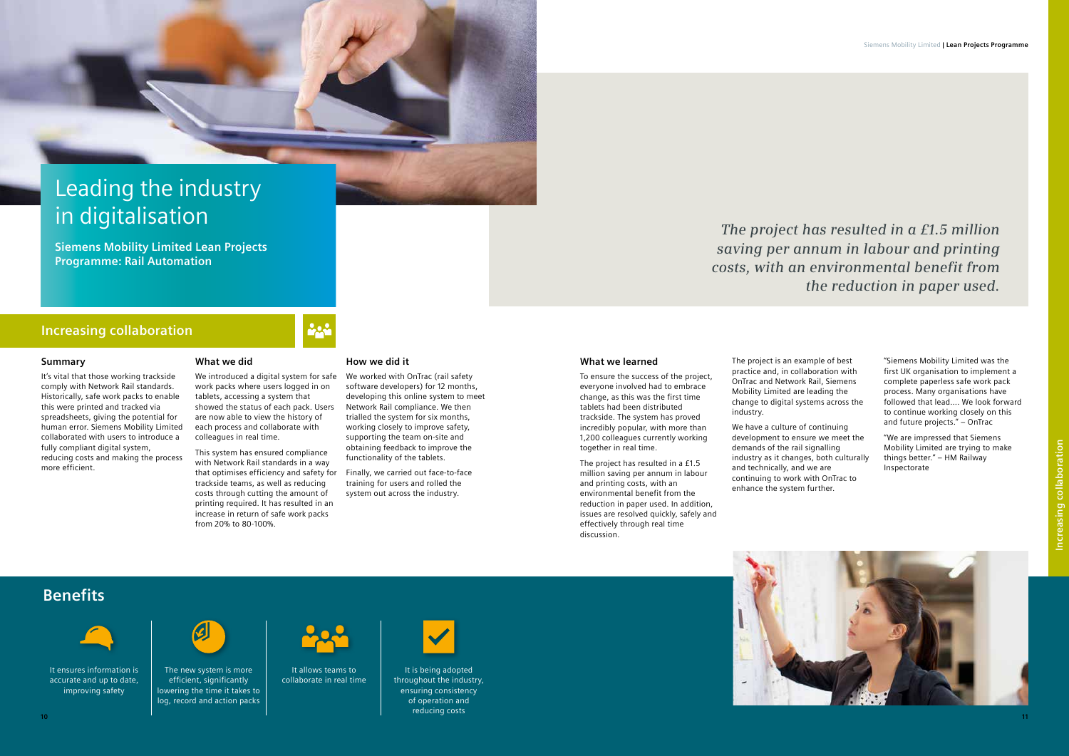# Leading the industry in digitalisation

**Siemens Mobility Limited Lean Projects Programme: Rail Automation**

## Increasing collaboration

### Summary

It's vital that those working trackside comply with Network Rail standards. Historically, safe work packs to enable this were printed and tracked via spreadsheets, giving the potential for human error. Siemens Mobility Limited collaborated with users to introduce a fully compliant digital system, reducing costs and making the process more efficient.

### What we did

We introduced a digital system for safe work packs where users logged in on tablets, accessing a system that showed the status of each pack. Users are now able to view the history of each process and collaborate with colleagues in real time.

This system has ensured compliance with Network Rail standards in a way that optimises efficiency and safety for trackside teams, as well as reducing costs through cutting the amount of printing required. It has resulted in an increase in return of safe work packs from 20% to 80-100%.

### How we did it

We worked with OnTrac (rail safety software developers) for 12 months, developing this online system to meet Network Rail compliance. We then trialled the system for six months, working closely to improve safety, supporting the team on-site and obtaining feedback to improve the functionality of the tablets.

Finally, we carried out face-to-face training for users and rolled the system out across the industry.

## Benefits

It ensures information is accurate and up to date, improving safety

The new system is more efficient, significantly lowering the time it takes to log, record and action packs

It allows teams to collaborate in real time

It is being adopted throughout the industry, ensuring consistency of operation and reducing costs

*The project has resulted in a £1.5 million saving per annum in labour and printing costs, with an environmental benefit from the reduction in paper used.*

### What we learned

To ensure the success of the project, everyone involved had to embrace change, as this was the first time tablets had been distributed trackside. The system has proved incredibly popular, with more than 1,200 colleagues currently working together in real time.

The project has resulted in a £1.5 million saving per annum in labour and printing costs, with an environmental benefit from the reduction in paper used. In addition, issues are resolved quickly, safely and effectively through real time discussion.

The project is an example of best practice and, in collaboration with OnTrac and Network Rail, Siemens Mobility Limited are leading the change to digital systems across the industry.

We have a culture of continuing development to ensure we meet the demands of the rail signalling industry as it changes, both culturally and technically, and we are continuing to work with OnTrac to enhance the system further.

"Siemens Mobility Limited was the first UK organisation to implement a complete paperless safe work pack process. Many organisations have followed that lead.... We look forward to continue working closely on this and future projects." – OnTrac

"We are impressed that Siemens Mobility Limited are trying to make things better." – HM Railway Inspectorate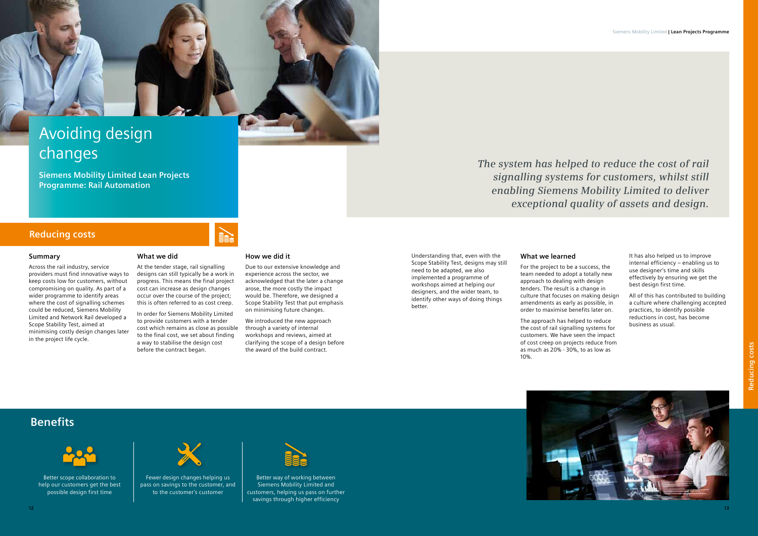# Avoiding design changes

**Siemens Mobility Limited Lean Projects Programme: Rail Automation**

## Reducing costs

### Summary

Across the rail industry, service providers must find innovative ways to keep costs low for customers, without compromising on quality. As part of a wider programme to identify areas where the cost of signalling schemes could be reduced, Siemens Mobility Limited and Network Rail developed a Scope Stability Test, aimed at minimising costly design changes later in the project life cycle.

### What we did

At the tender stage, rail signalling designs can still typically be a work in progress. This means the final project cost can increase as design changes occur over the course of the project; this is often referred to as cost creep.

In order for Siemens Mobility Limited to provide customers with a tender cost which remains as close as possible to the final cost, we set about finding a way to stabilise the design cost before the contract began.

### How we did it

Due to our extensive knowledge and experience across the sector, we acknowledged that the later a change arose, the more costly the impact would be. Therefore, we designed a Scope Stability Test that put emphasis on minimising future changes.

We introduced the new approach through a variety of internal workshops and reviews, aimed at clarifying the scope of a design before the award of the build contract.

Understanding that, even with the Scope Stability Test, designs may still need to be adapted, we also implemented a programme of workshops aimed at helping our designers, and the wider team, to identify other ways of doing things better.

*The system has helped to reduce the cost of rail signalling systems for customers, whilst still enabling Siemens Mobility Limited to deliver exceptional quality of assets and design.*

### What we learned

For the project to be a success, the team needed to adopt a totally new approach to dealing with design tenders. The result is a change in culture that focuses on making design amendments as early as possible, in order to maximise benefits later on.

The approach has helped to reduce the cost of rail signalling systems for customers. We have seen the impact of cost creep on projects reduce from as much as 20% - 30%, to as low as 10%.

It has also helped us to improve internal efficiency – enabling us to use designer's time and skills effectively by ensuring we get the best design first time.

All of this has contributed to building a culture where challenging accepted practices, to identify possible reductions in cost, has become business as usual.

## Benefits

- Better scope collaboration to help our customers get the best possible design first time
- Fewer design changes helping us pass on savings to the customer, and to the customer's customer
- Better way of working between Siemens Mobility Limited and customers, helping us pass on further savings through higher efficiency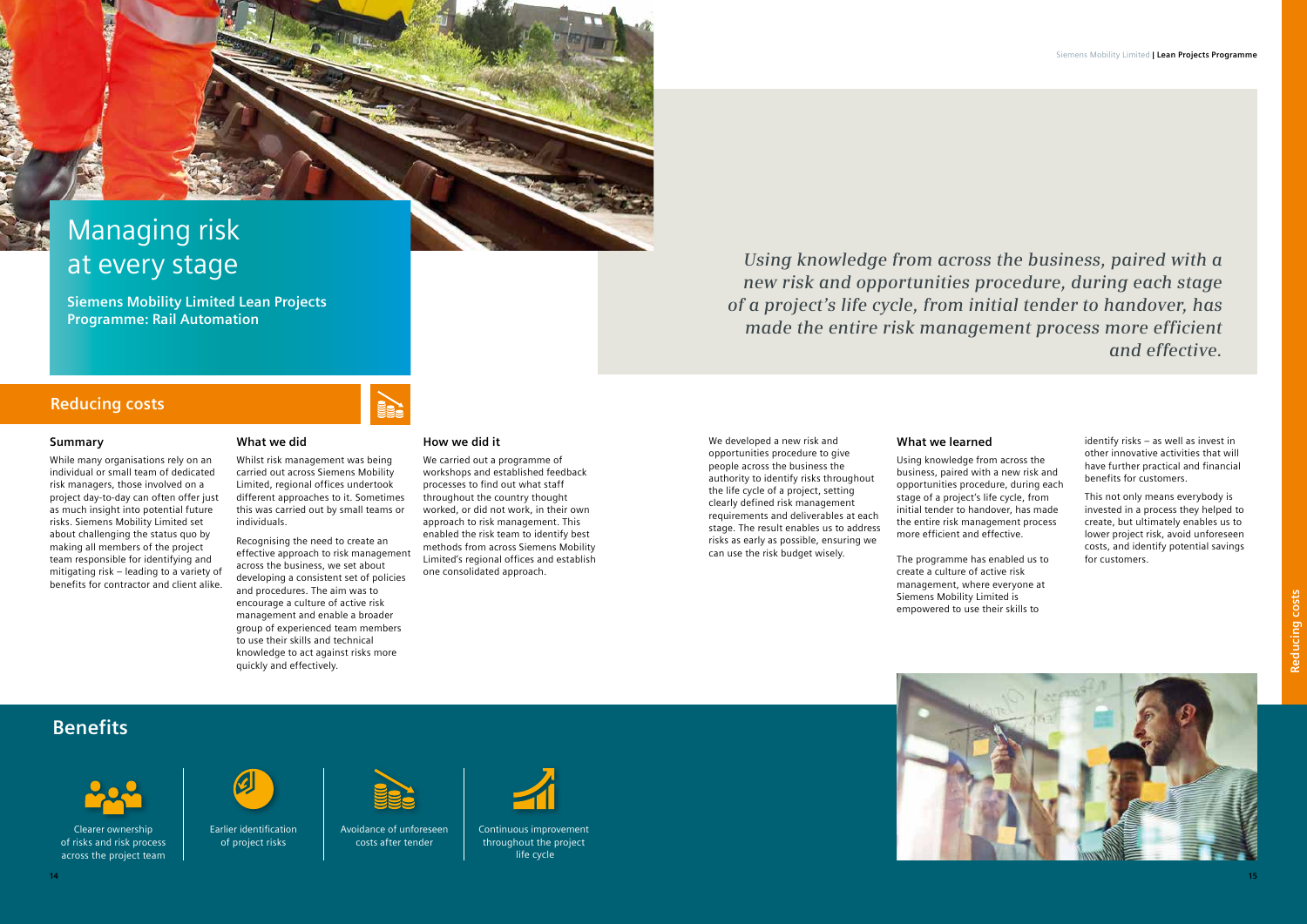# Managing risk at every stage

**Siemens Mobility Limited Lean Projects Programme: Rail Automation**

*Using knowledge from across the business, paired with a new risk and opportunities procedure, during each stage of a project's life cycle, from initial tender to handover, has made the entire risk management process more efficient and effective.*

## Reducing costs

### Summary

While many organisations rely on an individual or small team of dedicated risk managers, those involved on a project day-to-day can often offer just as much insight into potential future risks. Siemens Mobility Limited set about challenging the status quo by making all members of the project team responsible for identifying and mitigating risk – leading to a variety of benefits for contractor and client alike.

### What we did

Whilst risk management was being carried out across Siemens Mobility Limited, regional offices undertook different approaches to it. Sometimes this was carried out by small teams or individuals.

Recognising the need to create an effective approach to risk management across the business, we set about developing a consistent set of policies and procedures. The aim was to encourage a culture of active risk management and enable a broader group of experienced team members to use their skills and technical knowledge to act against risks more quickly and effectively.

### How we did it

We carried out a programme of workshops and established feedback processes to find out what staff throughout the country thought worked, or did not work, in their own approach to risk management. This enabled the risk team to identify best methods from across Siemens Mobility Limited's regional offices and establish one consolidated approach.

We developed a new risk and opportunities procedure to give people across the business the authority to identify risks throughout the life cycle of a project, setting clearly defined risk management requirements and deliverables at each stage. The result enables us to address risks as early as possible, ensuring we can use the risk budget wisely.

### What we learned

Using knowledge from across the business, paired with a new risk and opportunities procedure, during each stage of a project's life cycle, from initial tender to handover, has made the entire risk management process more efficient and effective.

The programme has enabled us to create a culture of active risk management, where everyone at Siemens Mobility Limited is empowered to use their skills to identify risks – as well as invest in other innovative activities that will have further practical and financial benefits for customers.

This not only means everybody is invested in a process they helped to create, but ultimately enables us to lower project risk, avoid unforeseen costs, and identify potential savings for customers.

## Benefits

- Clearer ownership of risks and risk process across the project team
- Earlier identification of project risks
- Avoidance of unforeseen costs after tender
- Continuous improvement throughout the project life cycle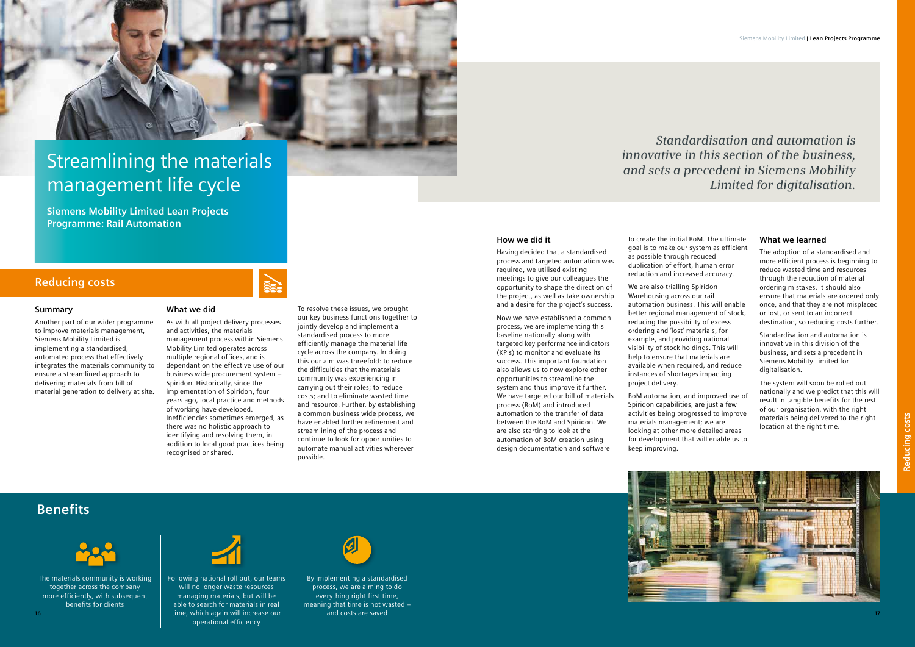# Streamlining the materials management life cycle

**Siemens Mobility Limited Lean Projects Programme: Rail Automation**

## Reducing costs

### Summary

Another part of our wider programme to improve materials management, Siemens Mobility Limited is implementing a standardised, automated process that effectively integrates the materials community to ensure a streamlined approach to delivering materials from bill of material generation to delivery at site.

### What we did

As with all project delivery processes and activities, the materials management process within Siemens Mobility Limited operates across multiple regional offices, and is dependant on the effective use of our business wide procurement system – Spiridon. Historically, since the implementation of Spiridon, four years ago, local practice and methods of working have developed. Inefficiencies sometimes emerged, as there was no holistic approach to identifying and resolving them, in addition to local good practices being recognised or shared.

To resolve these issues, we brought our key business functions together to jointly develop and implement a standardised process to more efficiently manage the material life cycle across the company. In doing this our aim was threefold: to reduce the difficulties that the materials community was experiencing in carrying out their roles; to reduce costs; and to eliminate wasted time and resource. Further, by establishing a common business wide process, we have enabled further refinement and streamlining of the process and continue to look for opportunities to automate manual activities wherever possible.

*Standardisation and automation is innovative in this section of the business, and sets a precedent in Siemens Mobility Limited for digitalisation.*

### How we did it

Having decided that a standardised process and targeted automation was required, we utilised existing meetings to give our colleagues the opportunity to shape the direction of the project, as well as take ownership and a desire for the project's success.

Now we have established a common process, we are implementing this baseline nationally along with targeted key performance indicators (KPIs) to monitor and evaluate its success. This important foundation also allows us to now explore other opportunities to streamline the system and thus improve it further. We have targeted our bill of materials process (BoM) and introduced automation to the transfer of data between the BoM and Spiridon. We are also starting to look at the automation of BoM creation using design documentation and software to create the initial BoM. The ultimate goal is to make our system as efficient as possible through reduced duplication of effort, human error reduction and increased accuracy.

We are also trialling Spiridon Warehousing across our rail automation business. This will enable better regional management of stock, reducing the possibility of excess ordering and 'lost' materials, for example, and providing national visibility of stock holdings. This will help to ensure that materials are available when required, and reduce instances of shortages impacting project delivery.

BoM automation, and improved use of Spiridon capabilities, are just a few activities being progressed to improve materials management; we are looking at other more detailed areas for development that will enable us to keep improving.

### What we learned

The adoption of a standardised and more efficient process is beginning to reduce wasted time and resources through the reduction of material ordering mistakes. It should also ensure that materials are ordered only once, and that they are not misplaced or lost, or sent to an incorrect destination, so reducing costs further.

Standardisation and automation is innovative in this division of the business, and sets a precedent in Siemens Mobility Limited for digitalisation.

The system will soon be rolled out nationally and we predict that this will result in tangible benefits for the rest of our organisation, with the right materials being delivered to the right location at the right time.

## Benefits

The materials community is working together across the company more efficiently, with subsequent benefits for clients

Following national roll out, our teams will no longer waste resources managing materials, but will be able to search for materials in real time, which again will increase our operational efficiency

By implementing a standardised process, we are aiming to do everything right first time, meaning that time is not wasted – and costs are saved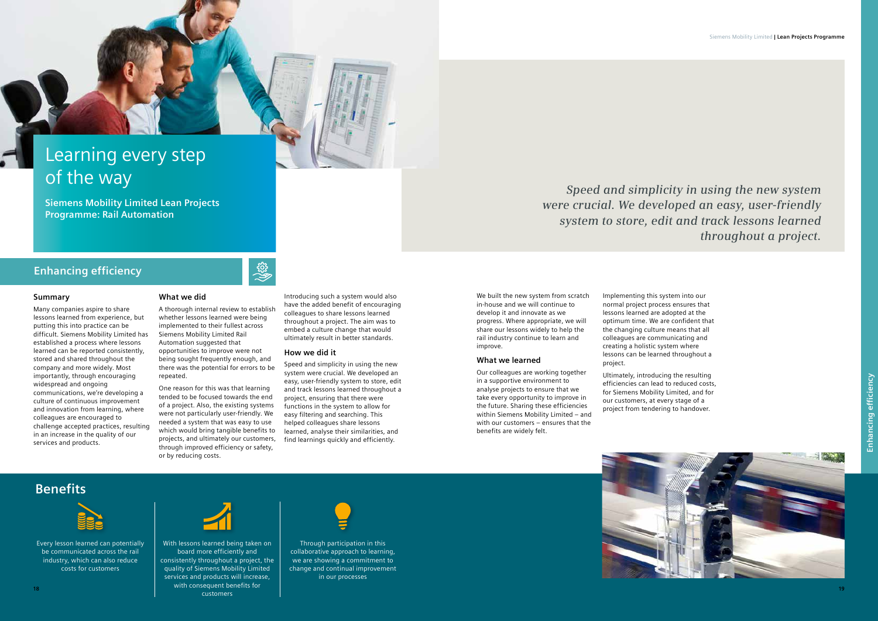# Learning every step of the way

**Siemens Mobility Limited Lean Projects Programme: Rail Automation**

## Enhancing efficiency

### Summary

Many companies aspire to share lessons learned from experience, but putting this into practice can be difficult. Siemens Mobility Limited has established a process where lessons learned can be reported consistently, stored and shared throughout the company and more widely. Most importantly, through encouraging widespread and ongoing communications, we're developing a culture of continuous improvement and innovation from learning, where colleagues are encouraged to challenge accepted practices, resulting in an increase in the quality of our services and products.

### What we did

A thorough internal review to establish whether lessons learned were being implemented to their fullest across Siemens Mobility Limited Rail Automation suggested that opportunities to improve were not being sought frequently enough, and there was the potential for errors to be repeated.

One reason for this was that learning tended to be focused towards the end of a project. Also, the existing systems were not particularly user-friendly. We needed a system that was easy to use which would bring tangible benefits to projects, and ultimately our customers, through improved efficiency or safety, or by reducing costs.

Introducing such a system would also have the added benefit of encouraging colleagues to share lessons learned throughout a project. The aim was to embed a culture change that would ultimately result in better standards.

### How we did it

Speed and simplicity in using the new system were crucial. We developed an easy, user-friendly system to store, edit and track lessons learned throughout a project, ensuring that there were functions in the system to allow for easy filtering and searching. This helped colleagues share lessons learned, analyse their similarities, and find learnings quickly and efficiently.

*Speed and simplicity in using the new system were crucial. We developed an easy, user-friendly system to store, edit and track lessons learned throughout a project.*

We built the new system from scratch in-house and we will continue to develop it and innovate as we progress. Where appropriate, we will share our lessons widely to help the rail industry continue to learn and improve.

### What we learned

Our colleagues are working together in a supportive environment to analyse projects to ensure that we take every opportunity to improve in the future. Sharing these efficiencies within Siemens Mobility Limited – and with our customers – ensures that the benefits are widely felt.

Implementing this system into our normal project process ensures that lessons learned are adopted at the optimum time. We are confident that the changing culture means that all colleagues are communicating and creating a holistic system where lessons can be learned throughout a project.

Ultimately, introducing the resulting efficiencies can lead to reduced costs, for Siemens Mobility Limited, and for our customers, at every stage of a project from tendering to handover.

## Benefits

- Every lesson learned can potentially be communicated across the rail industry, which can also reduce costs for customers
- With lessons learned being taken on board more efficiently and consistently throughout a project, the quality of Siemens Mobility Limited services and products will increase, with consequent benefits for customers
- Through participation in this collaborative approach to learning, we are showing a commitment to change and continual improvement in our processes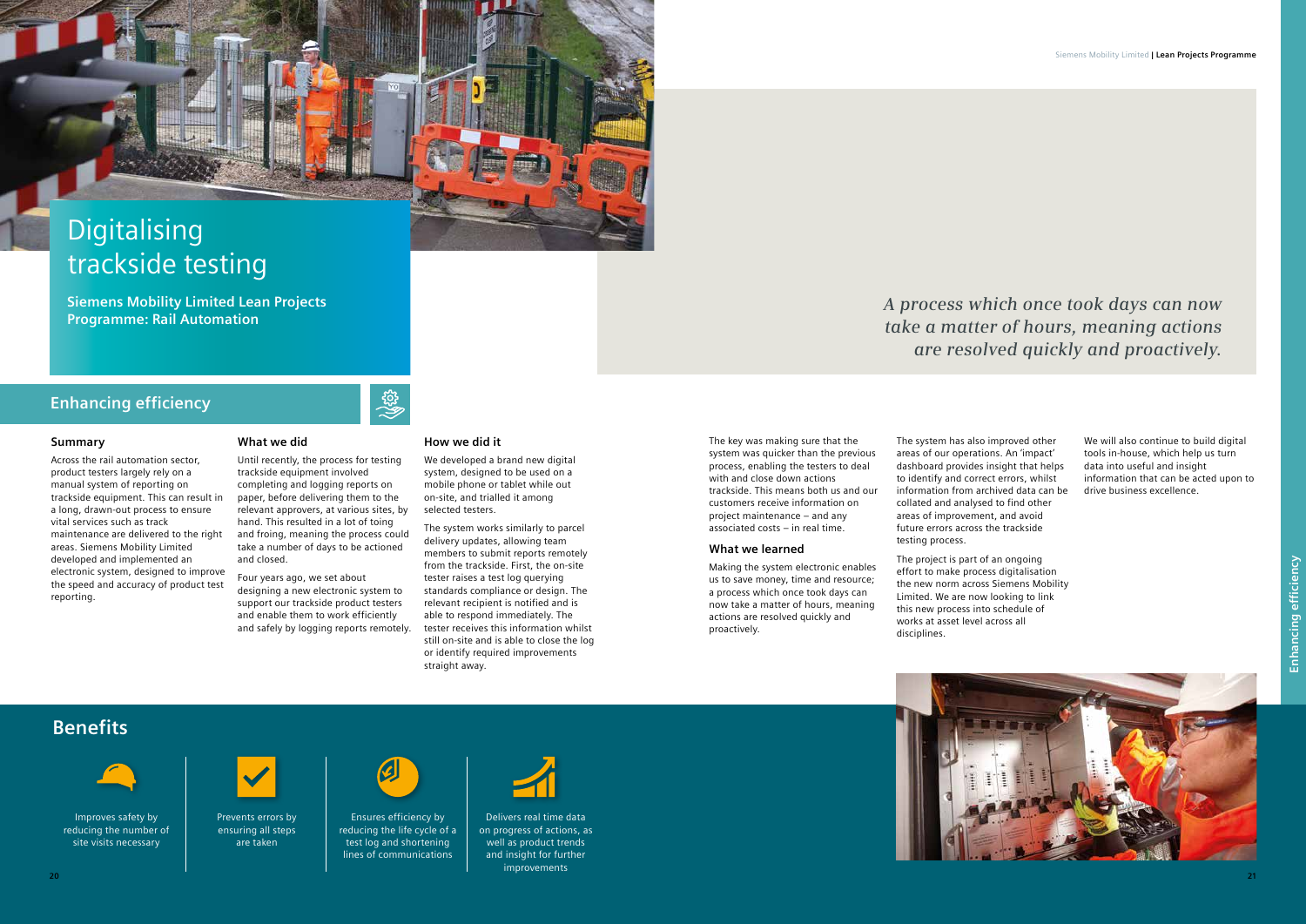# Digitalising trackside testing

**Siemens Mobility Limited Lean Projects Programme: Rail Automation**

*A process which once took days can now take a matter of hours, meaning actions are resolved quickly and proactively.*

## Enhancing efficiency

### Summary

Across the rail automation sector, product testers largely rely on a manual system of reporting on trackside equipment. This can result in a long, drawn-out process to ensure vital services such as track maintenance are delivered to the right areas. Siemens Mobility Limited developed and implemented an electronic system, designed to improve the speed and accuracy of product test reporting.

### What we did

Until recently, the process for testing trackside equipment involved completing and logging reports on paper, before delivering them to the relevant approvers, at various sites, by hand. This resulted in a lot of toing and froing, meaning the process could take a number of days to be actioned and closed.

Four years ago, we set about designing a new electronic system to support our trackside product testers and enable them to work efficiently and safely by logging reports remotely.

### How we did it

We developed a brand new digital system, designed to be used on a mobile phone or tablet while out on-site, and trialled it among selected testers.

The system works similarly to parcel delivery updates, allowing team members to submit reports remotely from the trackside. First, the on-site tester raises a test log querying standards compliance or design. The relevant recipient is notified and is able to respond immediately. The tester receives this information whilst still on-site and is able to close the log or identify required improvements straight away.

The key was making sure that the system was quicker than the previous process, enabling the testers to deal with and close down actions trackside. This means both us and our customers receive information on project maintenance – and any associated costs – in real time.

### What we learned

Making the system electronic enables us to save money, time and resource; a process which once took days can now take a matter of hours, meaning actions are resolved quickly and proactively.

The system has also improved other areas of our operations. An 'impact' dashboard provides insight that helps to identify and correct errors, whilst information from archived data can be collated and analysed to find other areas of improvement, and avoid future errors across the trackside testing process.

The project is part of an ongoing effort to make process digitalisation the new norm across Siemens Mobility Limited. We are now looking to link this new process into schedule of works at asset level across all disciplines.

We will also continue to build digital tools in-house, which help us turn data into useful and insight information that can be acted upon to drive business excellence.

## Benefits

- Improves safety by reducing the number of site visits necessary
- Prevents errors by ensuring all steps are taken
- Ensures efficiency by reducing the life cycle of a test log and shortening lines of communications
- Delivers real time data on progress of actions, as well as product trends and insight for further improvements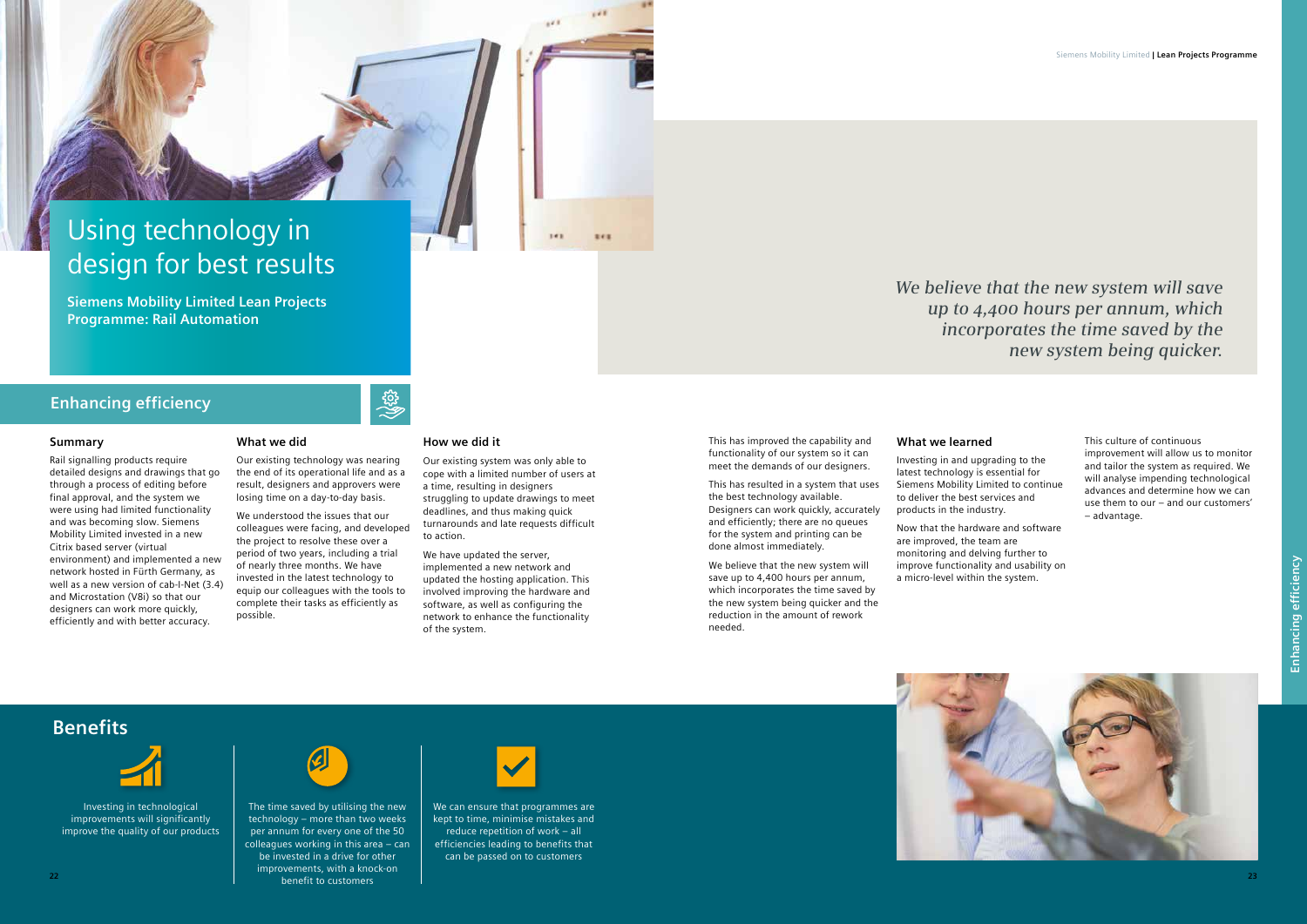# Using technology in design for best results

**Siemens Mobility Limited Lean Projects Programme: Rail Automation**

## Enhancing efficiency

### Summary

Rail signalling products require detailed designs and drawings that go through a process of editing before final approval, and the system we were using had limited functionality and was becoming slow. Siemens Mobility Limited invested in a new Citrix based server (virtual environment) and implemented a new network hosted in Fürth Germany, as well as a new version of cab-I-Net (3.4) and Microstation (V8i) so that our designers can work more quickly, efficiently and with better accuracy.

### What we did

Our existing technology was nearing the end of its operational life and as a result, designers and approvers were losing time on a day-to-day basis.

We understood the issues that our colleagues were facing, and developed the project to resolve these over a period of two years, including a trial of nearly three months. We have invested in the latest technology to equip our colleagues with the tools to complete their tasks as efficiently as possible.

### How we did it

Our existing system was only able to cope with a limited number of users at a time, resulting in designers struggling to update drawings to meet deadlines, and thus making quick turnarounds and late requests difficult to action.

We have updated the server, implemented a new network and updated the hosting application. This involved improving the hardware and software, as well as configuring the network to enhance the functionality of the system.

This has improved the capability and functionality of our system so it can meet the demands of our designers.

This has resulted in a system that uses the best technology available. Designers can work quickly, accurately and efficiently; there are no queues for the system and printing can be done almost immediately.

We believe that the new system will save up to 4,400 hours per annum, which incorporates the time saved by the new system being quicker and the reduction in the amount of rework needed.

*We believe that the new system will save up to 4,400 hours per annum, which incorporates the time saved by the new system being quicker.*

### What we learned

Investing in and upgrading to the latest technology is essential for Siemens Mobility Limited to continue to deliver the best services and products in the industry.

Now that the hardware and software are improved, the team are monitoring and delving further to improve functionality and usability on a micro-level within the system.

This culture of continuous improvement will allow us to monitor and tailor the system as required. We will analyse impending technological advances and determine how we can use them to our – and our customers' – advantage.

## Benefits

Investing in technological improvements will significantly improve the quality of our products

The time saved by utilising the new technology – more than two weeks per annum for every one of the 50 colleagues working in this area – can be invested in a drive for other improvements, with a knock-on benefit to customers

We can ensure that programmes are kept to time, minimise mistakes and reduce repetition of work – all efficiencies leading to benefits that can be passed on to customers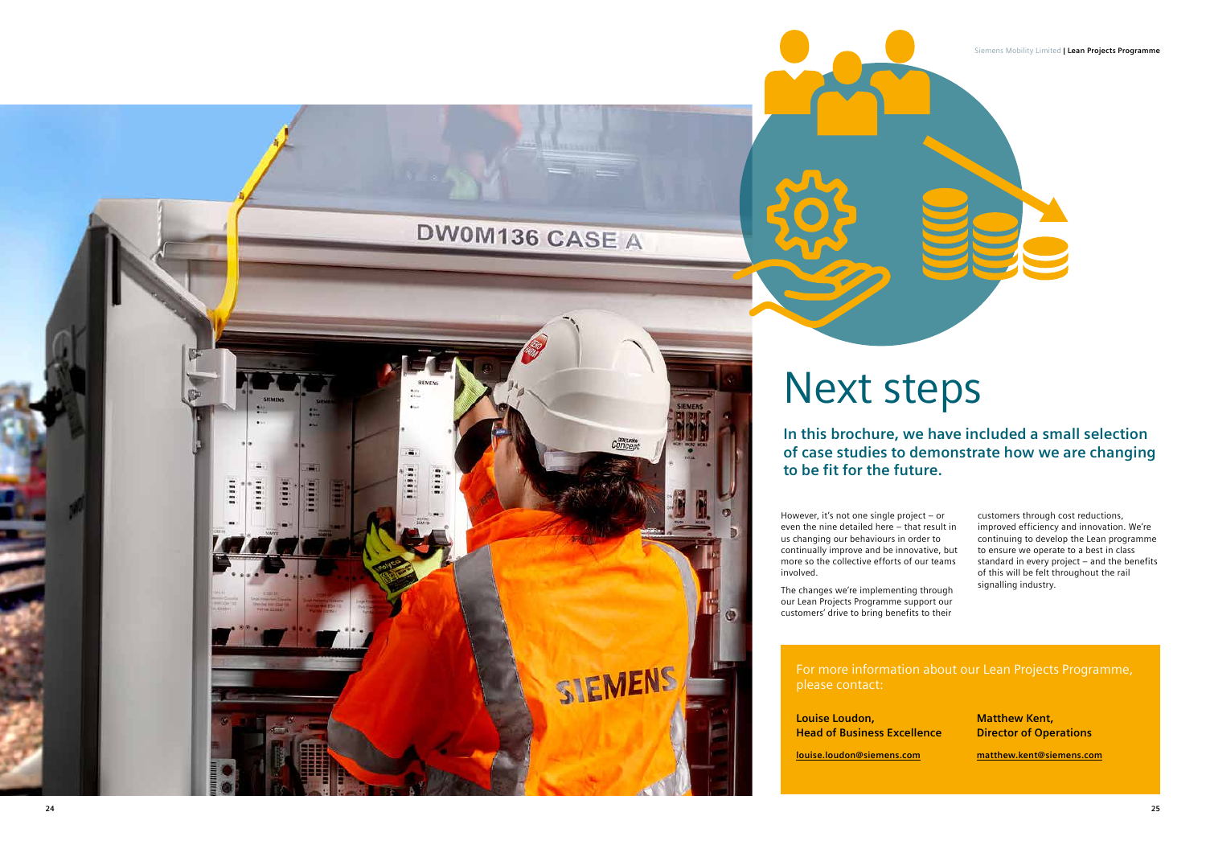# Next steps

**In this brochure, we have included a small selection of case studies to demonstrate how we are changing to be fit for the future.**

However, it's not one single project – or even the nine detailed here – that result in us changing our behaviours in order to continually improve and be innovative, but more so the collective efforts of our teams involved.

The changes we're implementing through our Lean Projects Programme support our customers' drive to bring benefits to their customers through cost reductions, improved efficiency and innovation. We're continuing to develop the Lean programme to ensure we operate to a best in class standard in every project – and the benefits of this will be felt throughout the rail signalling industry.

For more information about our Lean Projects Programme, please contact:

**Louise Loudon,**
**Head of Business Excellence**

louise.loudon@siemens.com

**Matthew Kent,**
**Director of Operations**

matthew.kent@siemens.com